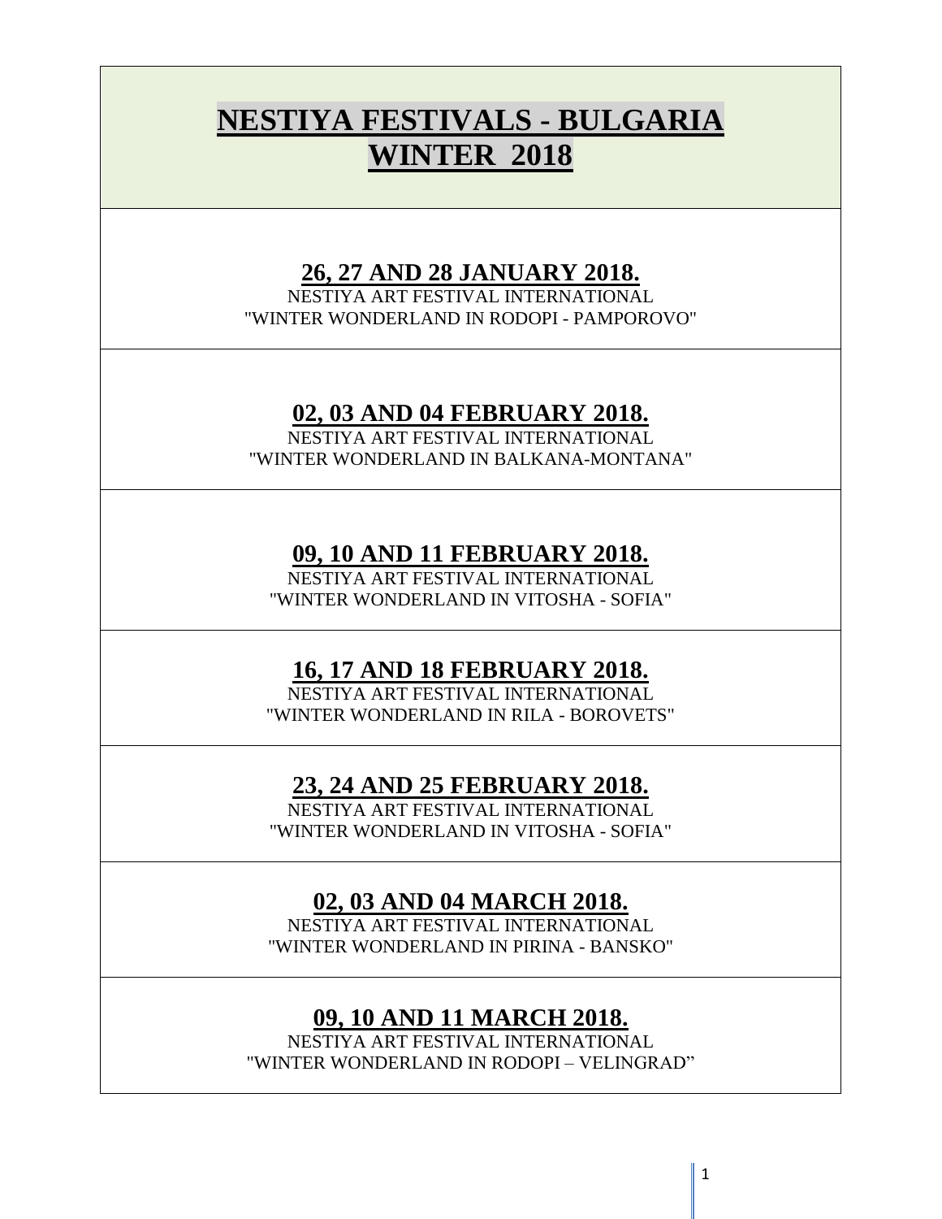# NESTIYA FESTIVALS - BULGARIA WINTER 2018

## 26, 27 AND 28 JANUARY 2018.

NESTIYA ART FESTIVAL INTERNATIONAL
"WINTER WONDERLAND IN RODOPI - PAMPOROVO"

## 02, 03 AND 04 FEBRUARY 2018.

NESTIYA ART FESTIVAL INTERNATIONAL
"WINTER WONDERLAND IN BALKANA-MONTANA"

## 09, 10 AND 11 FEBRUARY 2018.

NESTIYA ART FESTIVAL INTERNATIONAL
"WINTER WONDERLAND IN VITOSHA - SOFIA"

## 16, 17 AND 18 FEBRUARY 2018.

NESTIYA ART FESTIVAL INTERNATIONAL
"WINTER WONDERLAND IN RILA - BOROVETS"

## 23, 24 AND 25 FEBRUARY 2018.

NESTIYA ART FESTIVAL INTERNATIONAL
"WINTER WONDERLAND IN VITOSHA - SOFIA"

## 02, 03 AND 04 MARCH 2018.

NESTIYA ART FESTIVAL INTERNATIONAL
"WINTER WONDERLAND IN PIRINA - BANSKO"

## 09, 10 AND 11 MARCH 2018.

NESTIYA ART FESTIVAL INTERNATIONAL
"WINTER WONDERLAND IN RODOPI – VELINGRAD"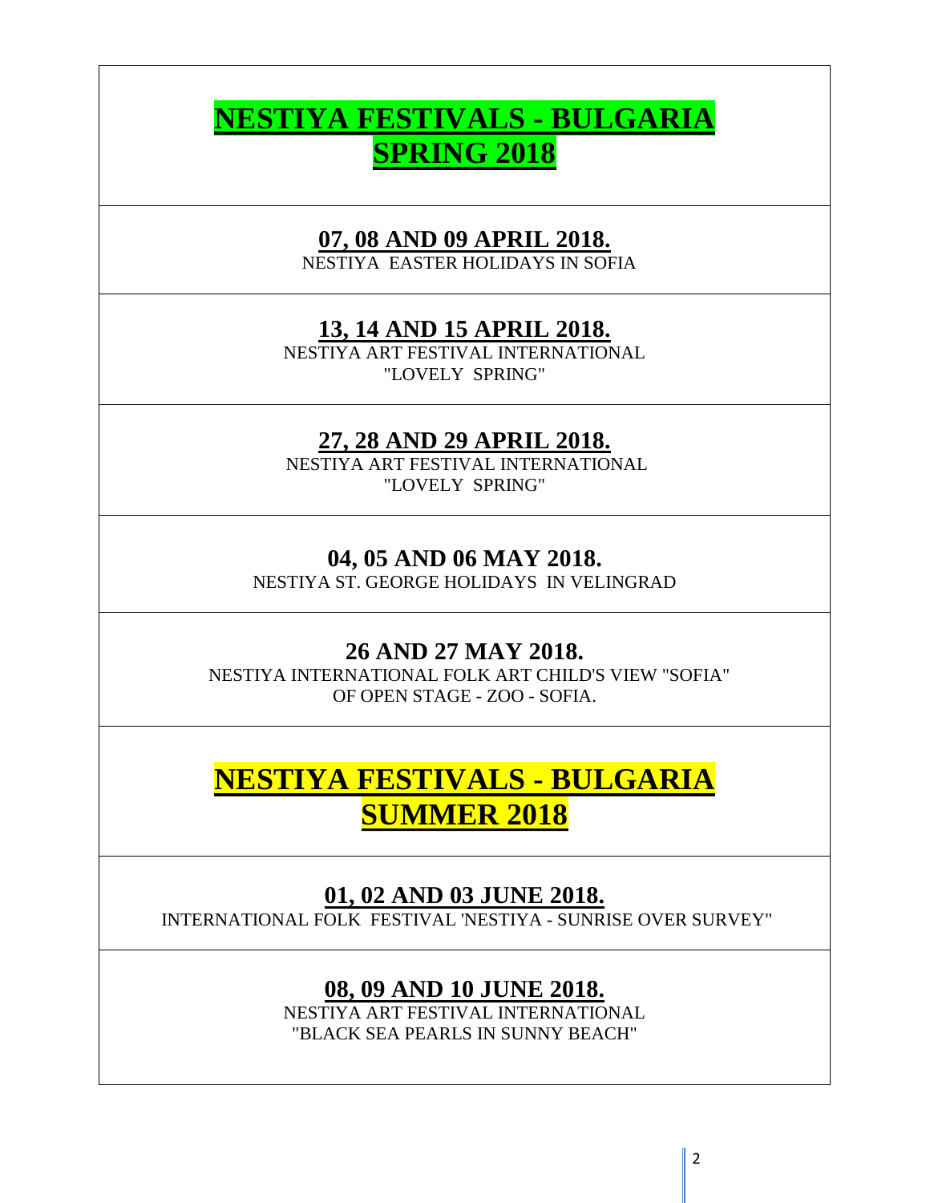# NESTIYA FESTIVALS - BULGARIA SPRING 2018

## 07, 08 AND 09 APRIL 2018.

NESTIYA EASTER HOLIDAYS IN SOFIA

## 13, 14 AND 15 APRIL 2018.

NESTIYA ART FESTIVAL INTERNATIONAL
"LOVELY SPRING"

## 27, 28 AND 29 APRIL 2018.

NESTIYA ART FESTIVAL INTERNATIONAL
"LOVELY SPRING"

## 04, 05 AND 06 MAY 2018.

NESTIYA ST. GEORGE HOLIDAYS IN VELINGRAD

## 26 AND 27 MAY 2018.

NESTIYA INTERNATIONAL FOLK ART CHILD'S VIEW "SOFIA"
OF OPEN STAGE - ZOO - SOFIA.

# NESTIYA FESTIVALS - BULGARIA SUMMER 2018

## 01, 02 AND 03 JUNE 2018.

INTERNATIONAL FOLK FESTIVAL 'NESTIYA - SUNRISE OVER SURVEY"

## 08, 09 AND 10 JUNE 2018.

NESTIYA ART FESTIVAL INTERNATIONAL
"BLACK SEA PEARLS IN SUNNY BEACH"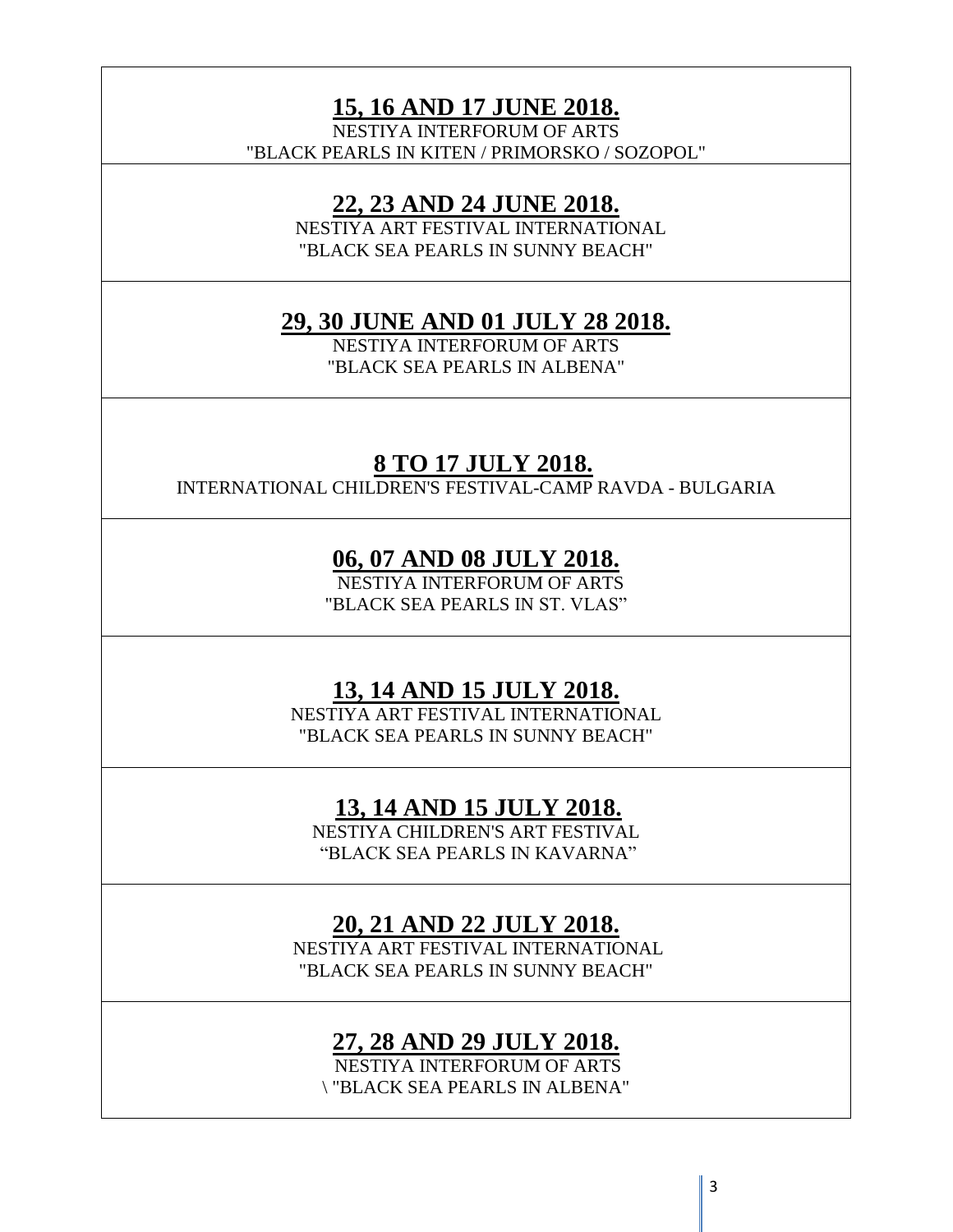**<u>15, 16 AND 17 JUNE 2018.</u>**

NESTIYA INTERFORUM OF ARTS
"BLACK PEARLS IN KITEN / PRIMORSKO / SOZOPOL"

**<u>22, 23 AND 24 JUNE 2018.</u>**

NESTIYA ART FESTIVAL INTERNATIONAL
"BLACK SEA PEARLS IN SUNNY BEACH"

**<u>29, 30 JUNE AND 01 JULY 28 2018.</u>**

NESTIYA INTERFORUM OF ARTS
"BLACK SEA PEARLS IN ALBENA"

**<u>8 TO 17 JULY 2018.</u>**

INTERNATIONAL CHILDREN'S FESTIVAL-CAMP RAVDA - BULGARIA

**<u>06, 07 AND 08 JULY 2018.</u>**

NESTIYA INTERFORUM OF ARTS
"BLACK SEA PEARLS IN ST. VLAS"

**<u>13, 14 AND 15 JULY 2018.</u>**

NESTIYA ART FESTIVAL INTERNATIONAL
"BLACK SEA PEARLS IN SUNNY BEACH"

**<u>13, 14 AND 15 JULY 2018.</u>**

NESTIYA CHILDREN'S ART FESTIVAL
"BLACK SEA PEARLS IN KAVARNA"

**<u>20, 21 AND 22 JULY 2018.</u>**

NESTIYA ART FESTIVAL INTERNATIONAL
"BLACK SEA PEARLS IN SUNNY BEACH"

**<u>27, 28 AND 29 JULY 2018.</u>**

NESTIYA INTERFORUM OF ARTS
\ "BLACK SEA PEARLS IN ALBENA"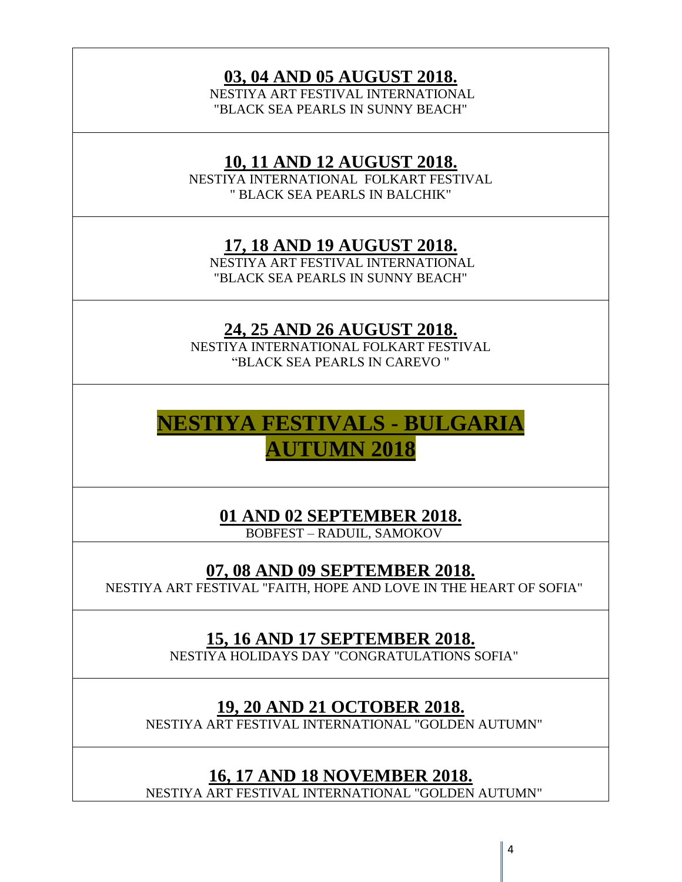**03, 04 AND 05 AUGUST 2018.**

NESTIYA ART FESTIVAL INTERNATIONAL
"BLACK SEA PEARLS IN SUNNY BEACH"

**10, 11 AND 12 AUGUST 2018.**

NESTIYA INTERNATIONAL FOLKART FESTIVAL
" BLACK SEA PEARLS IN BALCHIK"

**17, 18 AND 19 AUGUST 2018.**

NESTIYA ART FESTIVAL INTERNATIONAL
"BLACK SEA PEARLS IN SUNNY BEACH"

**24, 25 AND 26 AUGUST 2018.**

NESTIYA INTERNATIONAL FOLKART FESTIVAL
"BLACK SEA PEARLS IN CAREVO "

# NESTIYA FESTIVALS - BULGARIA AUTUMN 2018

**01 AND 02 SEPTEMBER 2018.**

BOBFEST – RADUIL, SAMOKOV

**07, 08 AND 09 SEPTEMBER 2018.**

NESTIYA ART FESTIVAL "FAITH, HOPE AND LOVE IN THE HEART OF SOFIA"

**15, 16 AND 17 SEPTEMBER 2018.**

NESTIYA HOLIDAYS DAY "CONGRATULATIONS SOFIA"

**19, 20 AND 21 OCTOBER 2018.**

NESTIYA ART FESTIVAL INTERNATIONAL "GOLDEN AUTUMN"

**16, 17 AND 18 NOVEMBER 2018.**

NESTIYA ART FESTIVAL INTERNATIONAL "GOLDEN AUTUMN"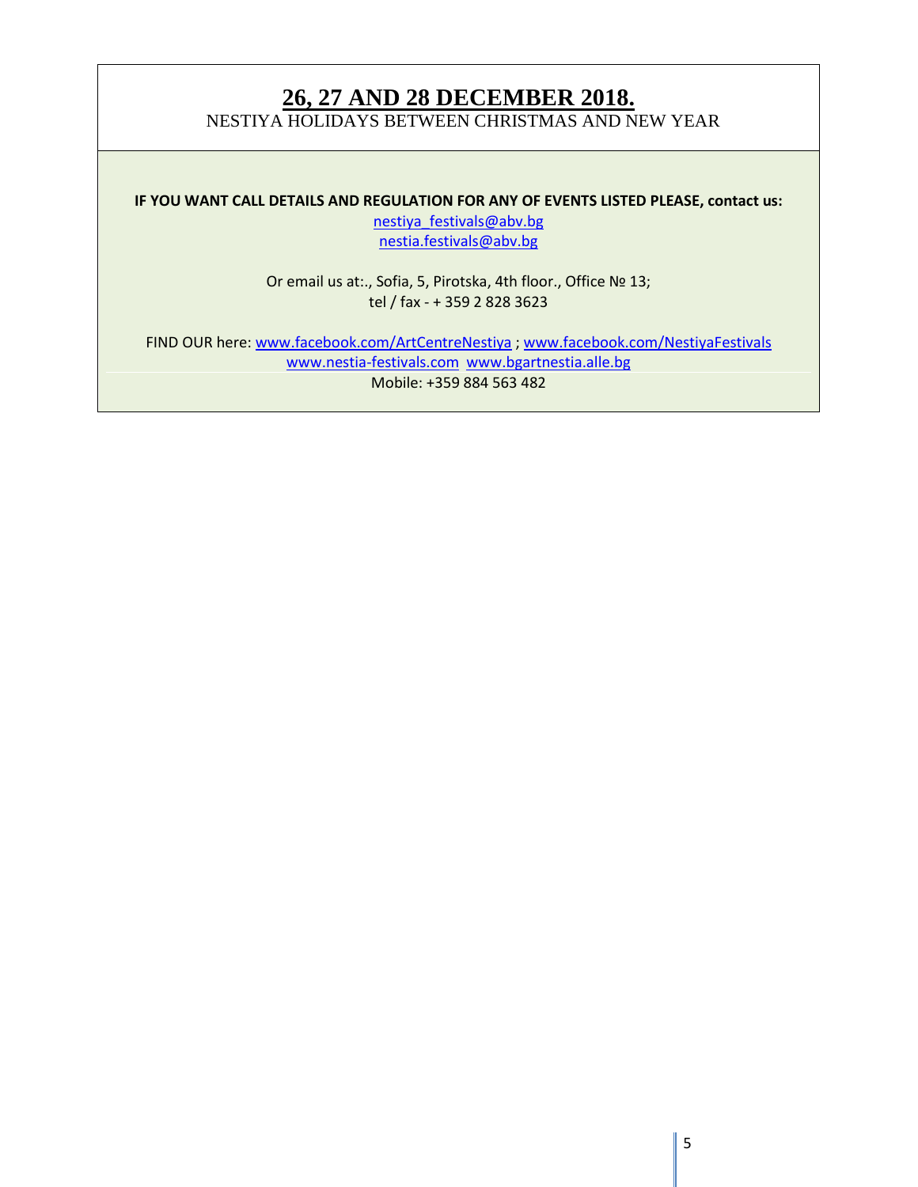# **26, 27 AND 28 DECEMBER 2018.**

NESTIYA HOLIDAYS BETWEEN CHRISTMAS AND NEW YEAR

**IF YOU WANT CALL DETAILS AND REGULATION FOR ANY OF EVENTS LISTED PLEASE, contact us:**

nestiya_festivals@abv.bg
nestia.festivals@abv.bg

Or email us at:., Sofia, 5, Pirotska, 4th floor., Office № 13;
tel / fax - + 359 2 828 3623

FIND OUR here: www.facebook.com/ArtCentreNestiya ; www.facebook.com/NestiyaFestivals
www.nestia-festivals.com www.bgartnestia.alle.bg
Mobile: +359 884 563 482